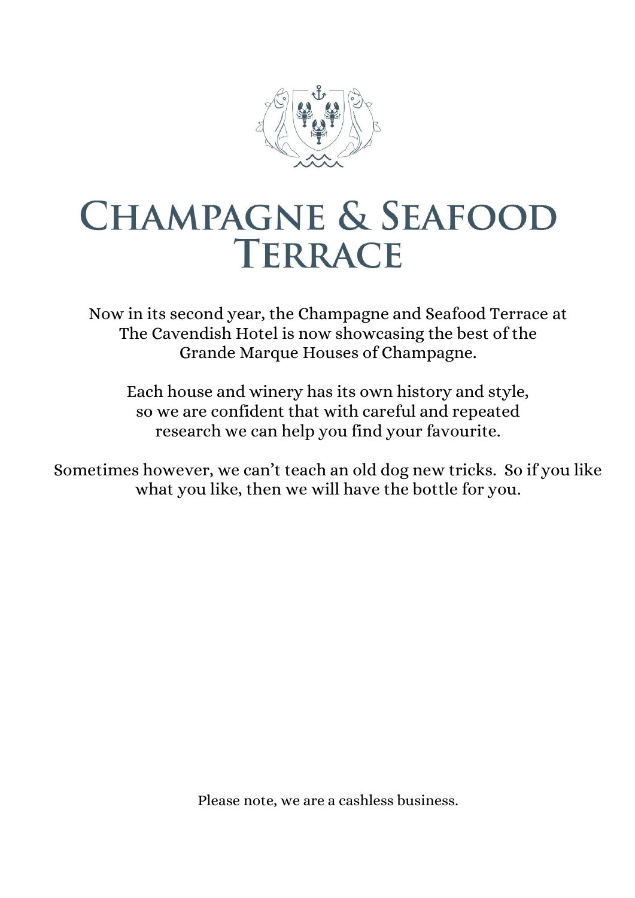# Champagne & Seafood Terrace

Now in its second year, the Champagne and Seafood Terrace at The Cavendish Hotel is now showcasing the best of the Grande Marque Houses of Champagne.

Each house and winery has its own history and style, so we are confident that with careful and repeated research we can help you find your favourite.

Sometimes however, we can't teach an old dog new tricks. So if you like what you like, then we will have the bottle for you.

Please note, we are a cashless business.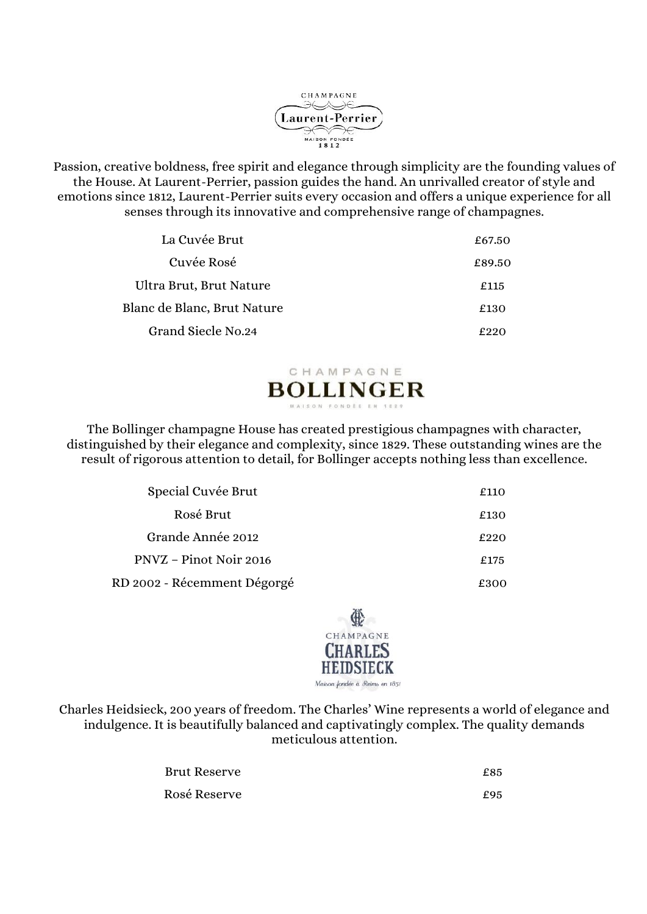## CHAMPAGNE Laurent-Perrier

MAISON FONDÉE 1812

Passion, creative boldness, free spirit and elegance through simplicity are the founding values of the House. At Laurent-Perrier, passion guides the hand. An unrivalled creator of style and emotions since 1812, Laurent-Perrier suits every occasion and offers a unique experience for all senses through its innovative and comprehensive range of champagnes.

| | |
|---|---|
| La Cuvée Brut | £67.50 |
| Cuvée Rosé | £89.50 |
| Ultra Brut, Brut Nature | £115 |
| Blanc de Blanc, Brut Nature | £130 |
| Grand Siecle No.24 | £220 |

## CHAMPAGNE BOLLINGER

MAISON FONDÉE EN 1829

The Bollinger champagne House has created prestigious champagnes with character, distinguished by their elegance and complexity, since 1829. These outstanding wines are the result of rigorous attention to detail, for Bollinger accepts nothing less than excellence.

| | |
|---|---|
| Special Cuvée Brut | £110 |
| Rosé Brut | £130 |
| Grande Année 2012 | £220 |
| PNVZ – Pinot Noir 2016 | £175 |
| RD 2002 - Récemment Dégorgé | £300 |

## CHAMPAGNE CHARLES HEIDSIECK

*Maison fondée à Reims en 1851*

Charles Heidsieck, 200 years of freedom. The Charles' Wine represents a world of elegance and indulgence. It is beautifully balanced and captivatingly complex. The quality demands meticulous attention.

| | |
|---|---|
| Brut Reserve | £85 |
| Rosé Reserve | £95 |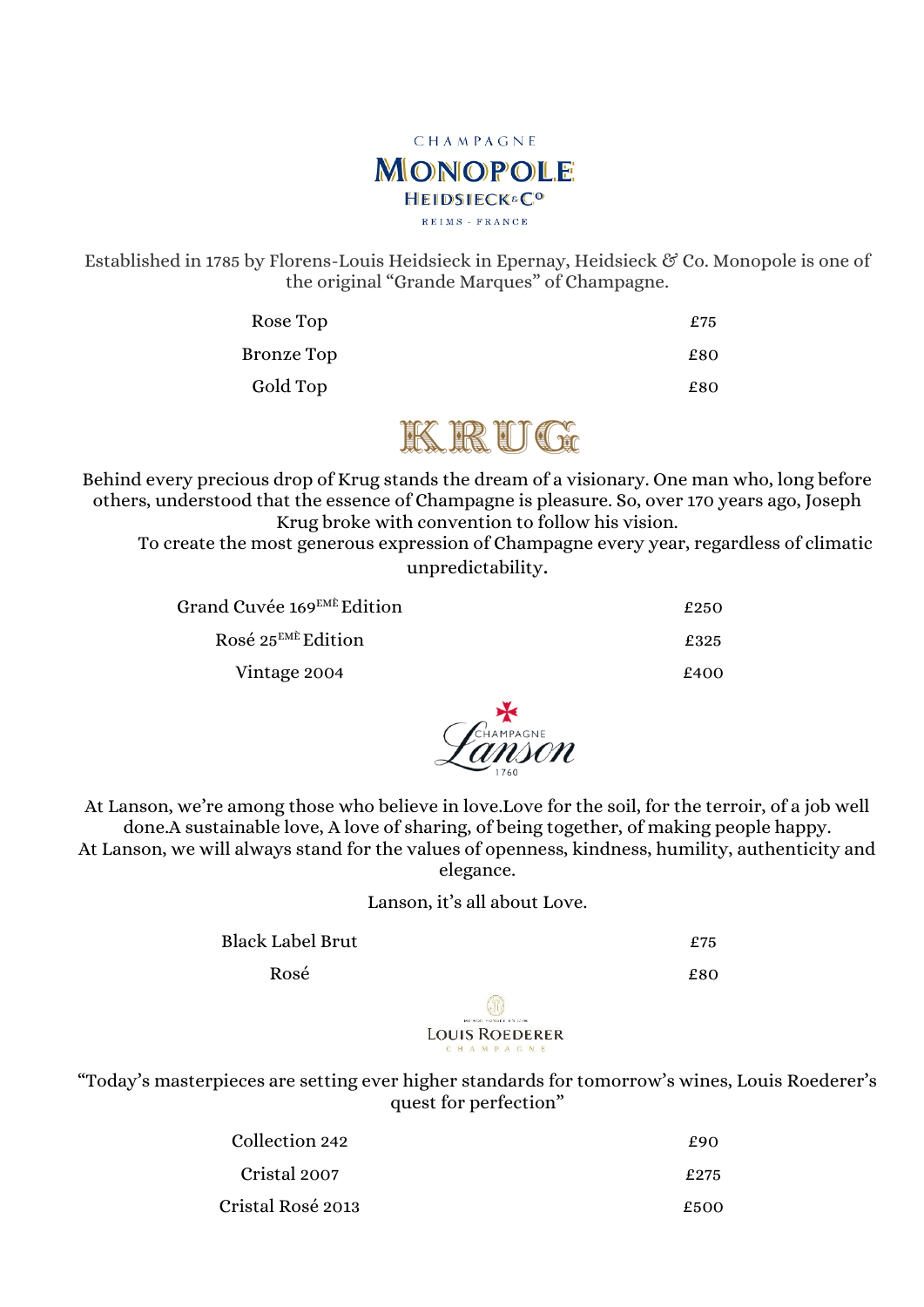## CHAMPAGNE MONOPOLE HEIDSIECK & Co

REIMS - FRANCE

Established in 1785 by Florens-Louis Heidsieck in Epernay, Heidsieck & Co. Monopole is one of the original "Grande Marques" of Champagne.

| | |
|---|---|
| Rose Top | £75 |
| Bronze Top | £80 |
| Gold Top | £80 |

## KRUG

Behind every precious drop of Krug stands the dream of a visionary. One man who, long before others, understood that the essence of Champagne is pleasure. So, over 170 years ago, Joseph Krug broke with convention to follow his vision.
To create the most generous expression of Champagne every year, regardless of climatic unpredictability.

| | |
|---|---|
| Grand Cuvée 169ᴱᴹᴱ̀ Edition | £250 |
| Rosé 25ᴱᴹᴱ̀ Edition | £325 |
| Vintage 2004 | £400 |

## CHAMPAGNE Lanson

1760

At Lanson, we're among those who believe in love.Love for the soil, for the terroir, of a job well done.A sustainable love, A love of sharing, of being together, of making people happy.
At Lanson, we will always stand for the values of openness, kindness, humility, authenticity and elegance.

Lanson, it's all about Love.

| | |
|---|---|
| Black Label Brut | £75 |
| Rosé | £80 |

## LOUIS ROEDERER CHAMPAGNE

"Today's masterpieces are setting ever higher standards for tomorrow's wines, Louis Roederer's quest for perfection"

| | |
|---|---|
| Collection 242 | £90 |
| Cristal 2007 | £275 |
| Cristal Rosé 2013 | £500 |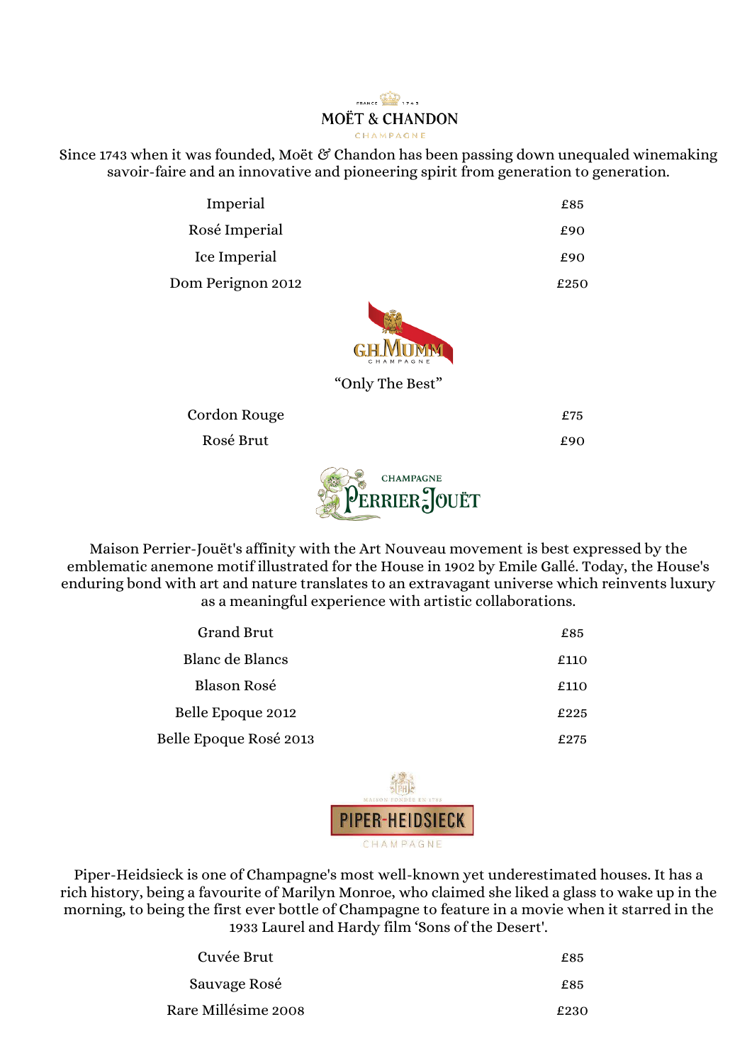## MOËT & CHANDON

FRANCE 1743

CHAMPAGNE

Since 1743 when it was founded, Moët & Chandon has been passing down unequaled winemaking savoir-faire and an innovative and pioneering spirit from generation to generation.

| | |
|---|---|
| Imperial | £85 |
| Rosé Imperial | £90 |
| Ice Imperial | £90 |
| Dom Perignon 2012 | £250 |

## G.H.MUMM

CHAMPAGNE

“Only The Best”

| | |
|---|---|
| Cordon Rouge | £75 |
| Rosé Brut | £90 |

## CHAMPAGNE PERRIER-JOUËT

Maison Perrier-Jouët's affinity with the Art Nouveau movement is best expressed by the emblematic anemone motif illustrated for the House in 1902 by Emile Gallé. Today, the House's enduring bond with art and nature translates to an extravagant universe which reinvents luxury as a meaningful experience with artistic collaborations.

| | |
|---|---|
| Grand Brut | £85 |
| Blanc de Blancs | £110 |
| Blason Rosé | £110 |
| Belle Epoque 2012 | £225 |
| Belle Epoque Rosé 2013 | £275 |

## PIPER-HEIDSIECK

MAISON FONDÉE EN 1785

CHAMPAGNE

Piper-Heidsieck is one of Champagne's most well-known yet underestimated houses. It has a rich history, being a favourite of Marilyn Monroe, who claimed she liked a glass to wake up in the morning, to being the first ever bottle of Champagne to feature in a movie when it starred in the 1933 Laurel and Hardy film ‘Sons of the Desert'.

| | |
|---|---|
| Cuvée Brut | £85 |
| Sauvage Rosé | £85 |
| Rare Millésime 2008 | £230 |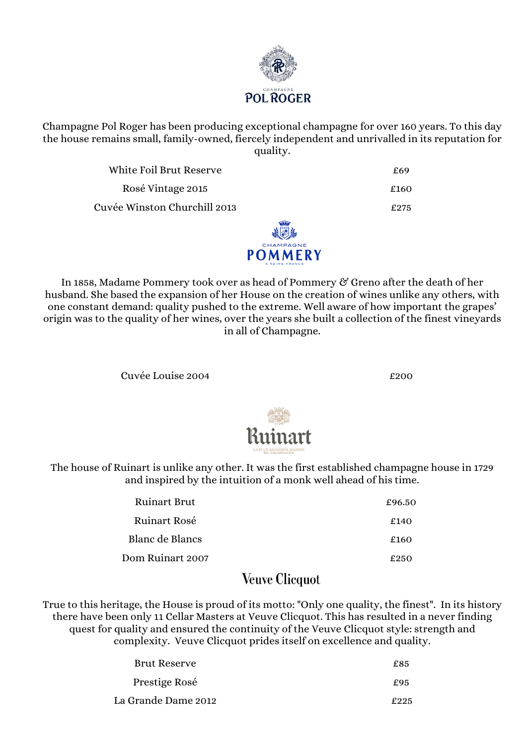## Champagne Pol Roger

Champagne Pol Roger has been producing exceptional champagne for over 160 years. To this day the house remains small, family-owned, fiercely independent and unrivalled in its reputation for quality.

| | |
|---|---|
| White Foil Brut Reserve | £69 |
| Rosé Vintage 2015 | £160 |
| Cuvée Winston Churchill 2013 | £275 |

## Champagne Pommery

A Reims-France

In 1858, Madame Pommery took over as head of Pommery & Greno after the death of her husband. She based the expansion of her House on the creation of wines unlike any others, with one constant demand: quality pushed to the extreme. Well aware of how important the grapes' origin was to the quality of her wines, over the years she built a collection of the finest vineyards in all of Champagne.

| | |
|---|---|
| Cuvée Louise 2004 | £200 |

## Ruinart

1729

La plus ancienne maison de champagne

The house of Ruinart is unlike any other. It was the first established champagne house in 1729 and inspired by the intuition of a monk well ahead of his time.

| | |
|---|---|
| Ruinart Brut | £96.50 |
| Ruinart Rosé | £140 |
| Blanc de Blancs | £160 |
| Dom Ruinart 2007 | £250 |

## Veuve Clicquot

True to this heritage, the House is proud of its motto: "Only one quality, the finest". In its history there have been only 11 Cellar Masters at Veuve Clicquot. This has resulted in a never finding quest for quality and ensured the continuity of the Veuve Clicquot style: strength and complexity. Veuve Clicquot prides itself on excellence and quality.

| | |
|---|---|
| Brut Reserve | £85 |
| Prestige Rosé | £95 |
| La Grande Dame 2012 | £225 |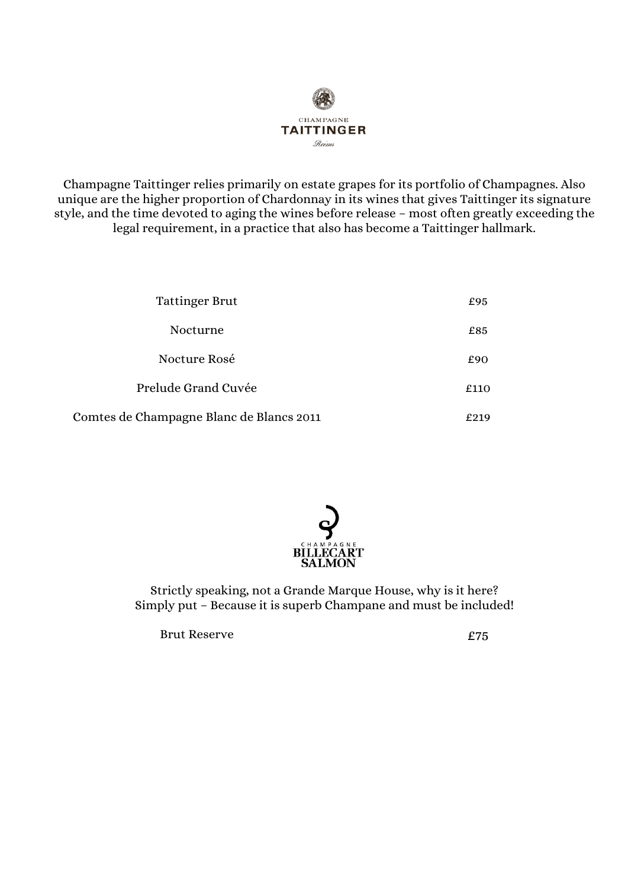CHAMPAGNE
## TAITTINGER
Reims

Champagne Taittinger relies primarily on estate grapes for its portfolio of Champagnes. Also unique are the higher proportion of Chardonnay in its wines that gives Taittinger its signature style, and the time devoted to aging the wines before release – most often greatly exceeding the legal requirement, in a practice that also has become a Taittinger hallmark.

| | |
|---|---|
| Tattinger Brut | £95 |
| Nocturne | £85 |
| Nocture Rosé | £90 |
| Prelude Grand Cuvée | £110 |
| Comtes de Champagne Blanc de Blancs 2011 | £219 |

CHAMPAGNE
## BILLECART SALMON

Strictly speaking, not a Grande Marque House, why is it here?
Simply put – Because it is superb Champane and must be included!

| | |
|---|---|
| Brut Reserve | £75 |